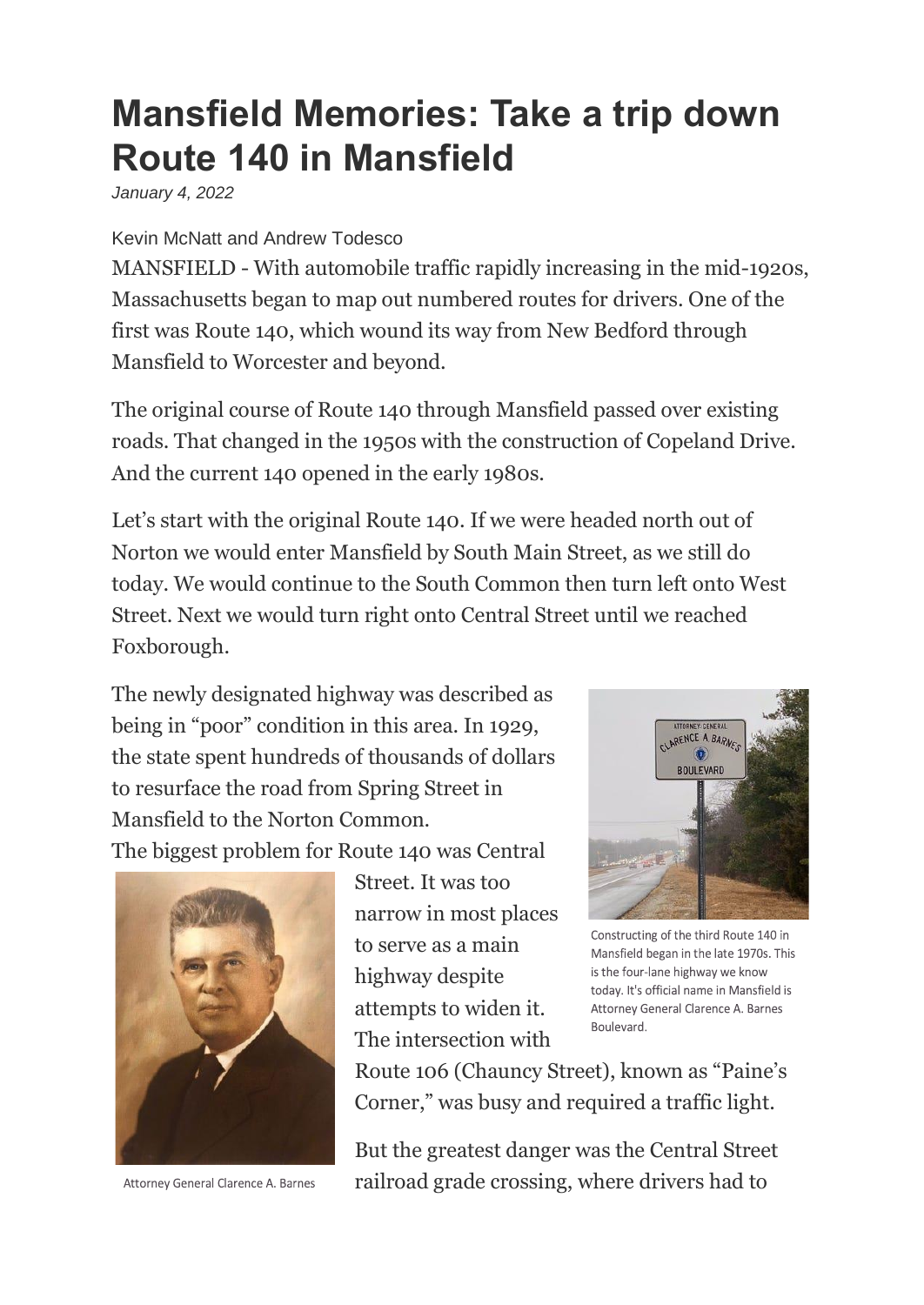# Mansfield Memories: Take a trip down Route 140 in Mansfield

*January 4, 2022*

Kevin McNatt and Andrew Todesco

MANSFIELD - With automobile traffic rapidly increasing in the mid-1920s, Massachusetts began to map out numbered routes for drivers. One of the first was Route 140, which wound its way from New Bedford through Mansfield to Worcester and beyond.

The original course of Route 140 through Mansfield passed over existing roads. That changed in the 1950s with the construction of Copeland Drive. And the current 140 opened in the early 1980s.

Let's start with the original Route 140. If we were headed north out of Norton we would enter Mansfield by South Main Street, as we still do today. We would continue to the South Common then turn left onto West Street. Next we would turn right onto Central Street until we reached Foxborough.

The newly designated highway was described as being in "poor" condition in this area. In 1929, the state spent hundreds of thousands of dollars to resurface the road from Spring Street in Mansfield to the Norton Common.

The biggest problem for Route 140 was Central Street. It was too narrow in most places to serve as a main highway despite attempts to widen it. The intersection with Route 106 (Chauncy Street), known as "Paine's Corner," was busy and required a traffic light.

Constructing of the third Route 140 in Mansfield began in the late 1970s. This is the four-lane highway we know today. It's official name in Mansfield is Attorney General Clarence A. Barnes Boulevard.

Attorney General Clarence A. Barnes

But the greatest danger was the Central Street railroad grade crossing, where drivers had to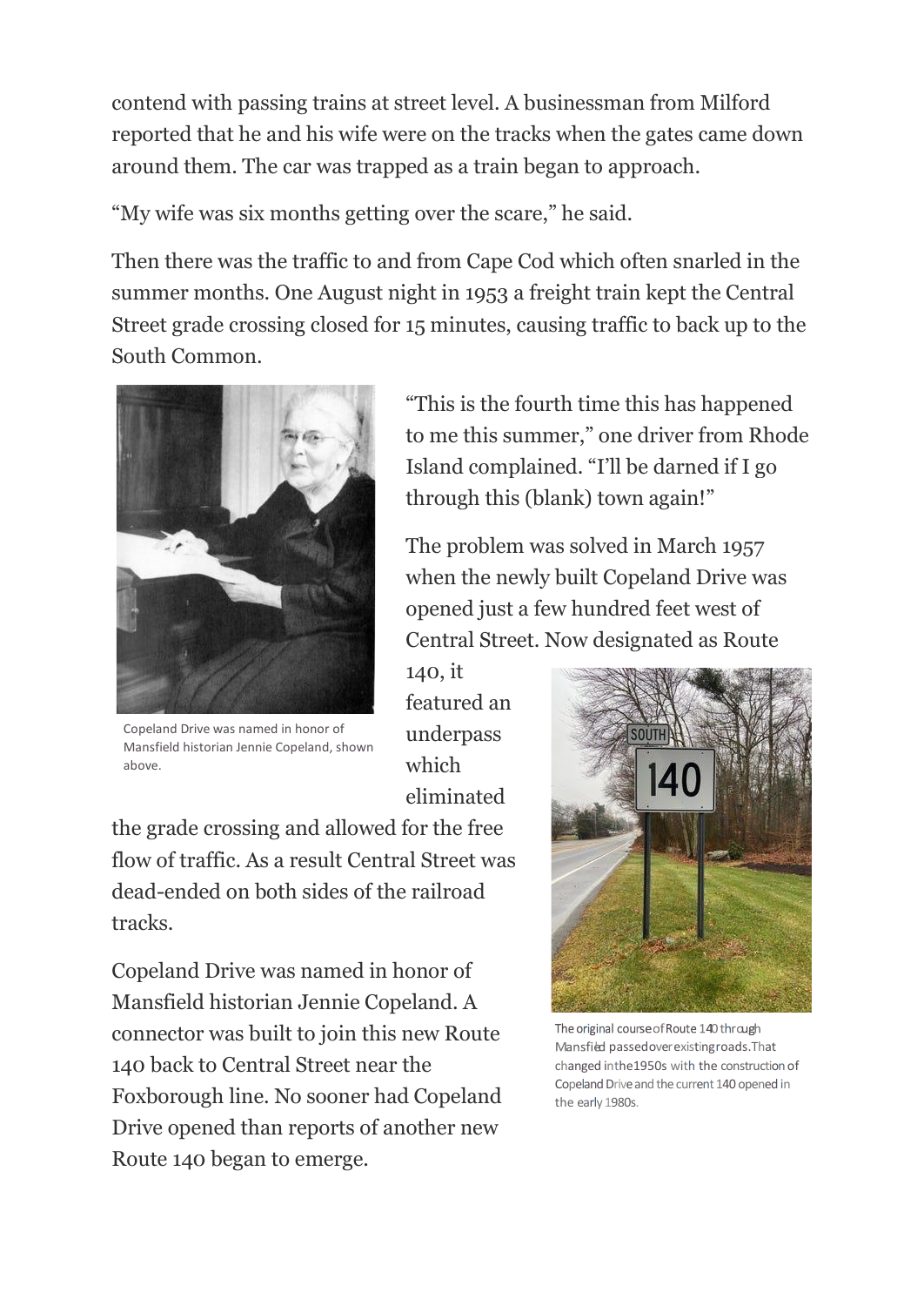contend with passing trains at street level. A businessman from Milford reported that he and his wife were on the tracks when the gates came down around them. The car was trapped as a train began to approach.

"My wife was six months getting over the scare," he said.

Then there was the traffic to and from Cape Cod which often snarled in the summer months. One August night in 1953 a freight train kept the Central Street grade crossing closed for 15 minutes, causing traffic to back up to the South Common.

Copeland Drive was named in honor of Mansfield historian Jennie Copeland, shown above.

"This is the fourth time this has happened to me this summer," one driver from Rhode Island complained. "I'll be darned if I go through this (blank) town again!"

The problem was solved in March 1957 when the newly built Copeland Drive was opened just a few hundred feet west of Central Street. Now designated as Route 140, it featured an underpass which eliminated the grade crossing and allowed for the free flow of traffic. As a result Central Street was dead-ended on both sides of the railroad tracks.

The original course of Route 140 through Mansfield passed over existing roads. That changed in the 1950s with the construction of Copeland Drive and the current 140 opened in the early 1980s.

Copeland Drive was named in honor of Mansfield historian Jennie Copeland. A connector was built to join this new Route 140 back to Central Street near the Foxborough line. No sooner had Copeland Drive opened than reports of another new Route 140 began to emerge.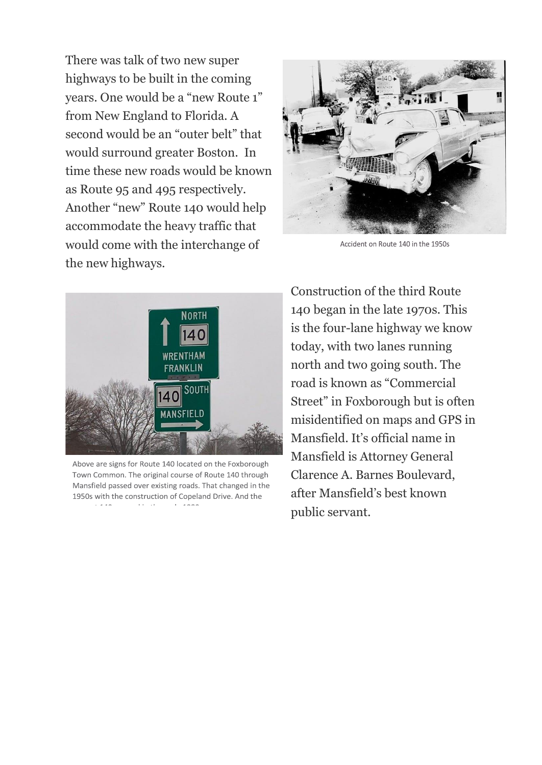There was talk of two new super highways to be built in the coming years. One would be a "new Route 1" from New England to Florida. A second would be an "outer belt" that would surround greater Boston. In time these new roads would be known as Route 95 and 495 respectively. Another "new" Route 140 would help accommodate the heavy traffic that would come with the interchange of the new highways.

Accident on Route 140 in the 1950s

Construction of the third Route 140 began in the late 1970s. This is the four-lane highway we know today, with two lanes running north and two going south. The road is known as "Commercial Street" in Foxborough but is often misidentified on maps and GPS in Mansfield. It's official name in Mansfield is Attorney General Clarence A. Barnes Boulevard, after Mansfield's best known public servant.

Above are signs for Route 140 located on the Foxborough Town Common. The original course of Route 140 through Mansfield passed over existing roads. That changed in the 1950s with the construction of Copeland Drive. And the